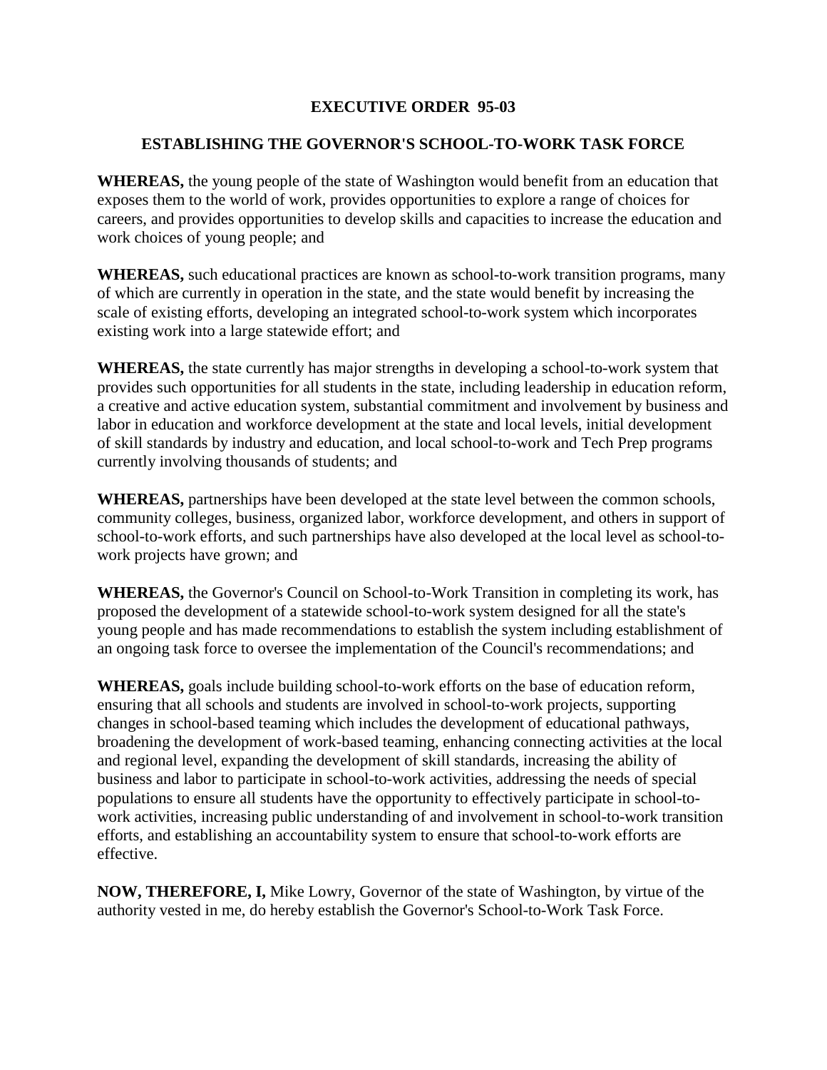# EXECUTIVE ORDER 95-03

## ESTABLISHING THE GOVERNOR'S SCHOOL-TO-WORK TASK FORCE

**WHEREAS,** the young people of the state of Washington would benefit from an education that exposes them to the world of work, provides opportunities to explore a range of choices for careers, and provides opportunities to develop skills and capacities to increase the education and work choices of young people; and

**WHEREAS,** such educational practices are known as school-to-work transition programs, many of which are currently in operation in the state, and the state would benefit by increasing the scale of existing efforts, developing an integrated school-to-work system which incorporates existing work into a large statewide effort; and

**WHEREAS,** the state currently has major strengths in developing a school-to-work system that provides such opportunities for all students in the state, including leadership in education reform, a creative and active education system, substantial commitment and involvement by business and labor in education and workforce development at the state and local levels, initial development of skill standards by industry and education, and local school-to-work and Tech Prep programs currently involving thousands of students; and

**WHEREAS,** partnerships have been developed at the state level between the common schools, community colleges, business, organized labor, workforce development, and others in support of school-to-work efforts, and such partnerships have also developed at the local level as school-to-work projects have grown; and

**WHEREAS,** the Governor's Council on School-to-Work Transition in completing its work, has proposed the development of a statewide school-to-work system designed for all the state's young people and has made recommendations to establish the system including establishment of an ongoing task force to oversee the implementation of the Council's recommendations; and

**WHEREAS,** goals include building school-to-work efforts on the base of education reform, ensuring that all schools and students are involved in school-to-work projects, supporting changes in school-based teaming which includes the development of educational pathways, broadening the development of work-based teaming, enhancing connecting activities at the local and regional level, expanding the development of skill standards, increasing the ability of business and labor to participate in school-to-work activities, addressing the needs of special populations to ensure all students have the opportunity to effectively participate in school-to-work activities, increasing public understanding of and involvement in school-to-work transition efforts, and establishing an accountability system to ensure that school-to-work efforts are effective.

**NOW, THEREFORE, I,** Mike Lowry, Governor of the state of Washington, by virtue of the authority vested in me, do hereby establish the Governor's School-to-Work Task Force.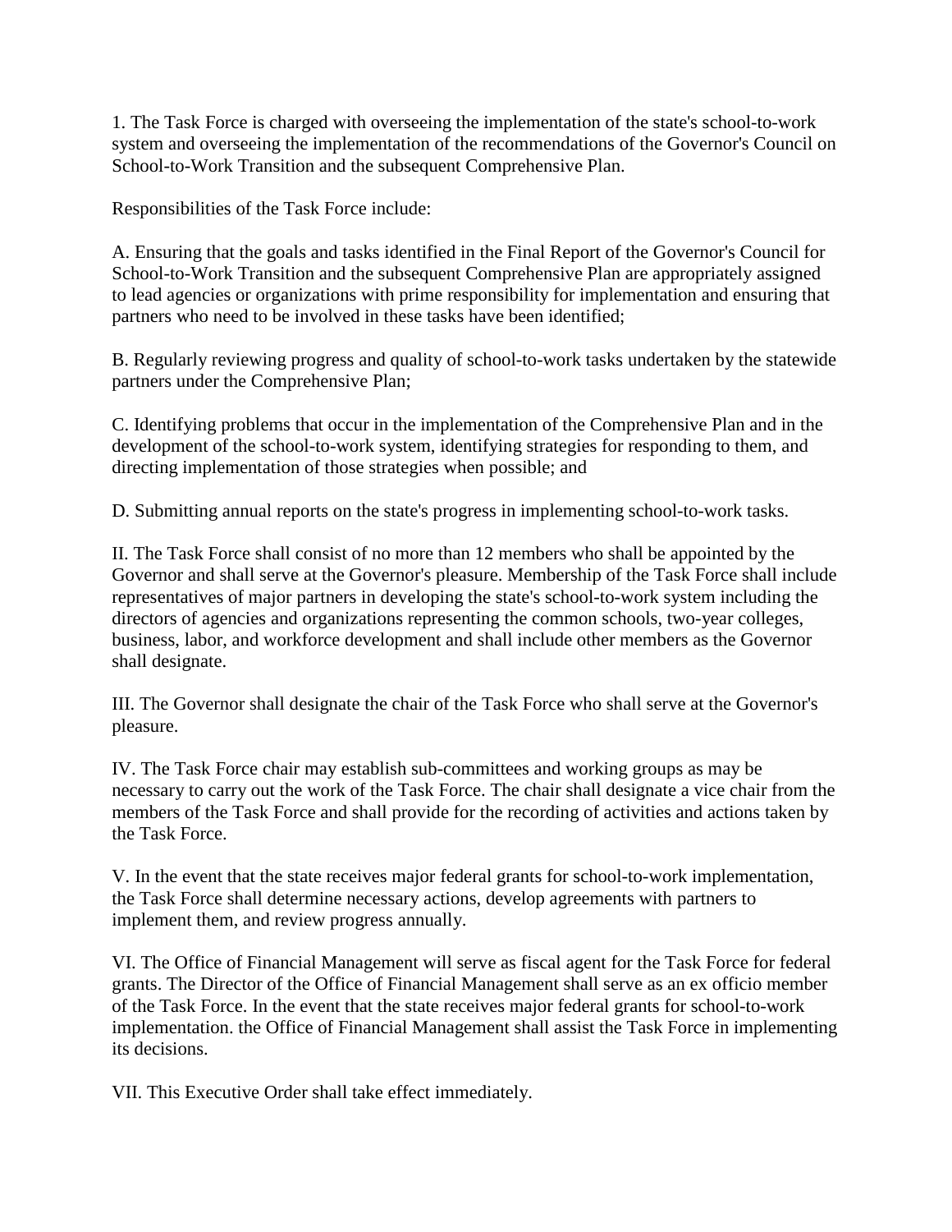1. The Task Force is charged with overseeing the implementation of the state's school-to-work system and overseeing the implementation of the recommendations of the Governor's Council on School-to-Work Transition and the subsequent Comprehensive Plan.

Responsibilities of the Task Force include:

A. Ensuring that the goals and tasks identified in the Final Report of the Governor's Council for School-to-Work Transition and the subsequent Comprehensive Plan are appropriately assigned to lead agencies or organizations with prime responsibility for implementation and ensuring that partners who need to be involved in these tasks have been identified;

B. Regularly reviewing progress and quality of school-to-work tasks undertaken by the statewide partners under the Comprehensive Plan;

C. Identifying problems that occur in the implementation of the Comprehensive Plan and in the development of the school-to-work system, identifying strategies for responding to them, and directing implementation of those strategies when possible; and

D. Submitting annual reports on the state's progress in implementing school-to-work tasks.

II. The Task Force shall consist of no more than 12 members who shall be appointed by the Governor and shall serve at the Governor's pleasure. Membership of the Task Force shall include representatives of major partners in developing the state's school-to-work system including the directors of agencies and organizations representing the common schools, two-year colleges, business, labor, and workforce development and shall include other members as the Governor shall designate.

III. The Governor shall designate the chair of the Task Force who shall serve at the Governor's pleasure.

IV. The Task Force chair may establish sub-committees and working groups as may be necessary to carry out the work of the Task Force. The chair shall designate a vice chair from the members of the Task Force and shall provide for the recording of activities and actions taken by the Task Force.

V. In the event that the state receives major federal grants for school-to-work implementation, the Task Force shall determine necessary actions, develop agreements with partners to implement them, and review progress annually.

VI. The Office of Financial Management will serve as fiscal agent for the Task Force for federal grants. The Director of the Office of Financial Management shall serve as an ex officio member of the Task Force. In the event that the state receives major federal grants for school-to-work implementation. the Office of Financial Management shall assist the Task Force in implementing its decisions.

VII. This Executive Order shall take effect immediately.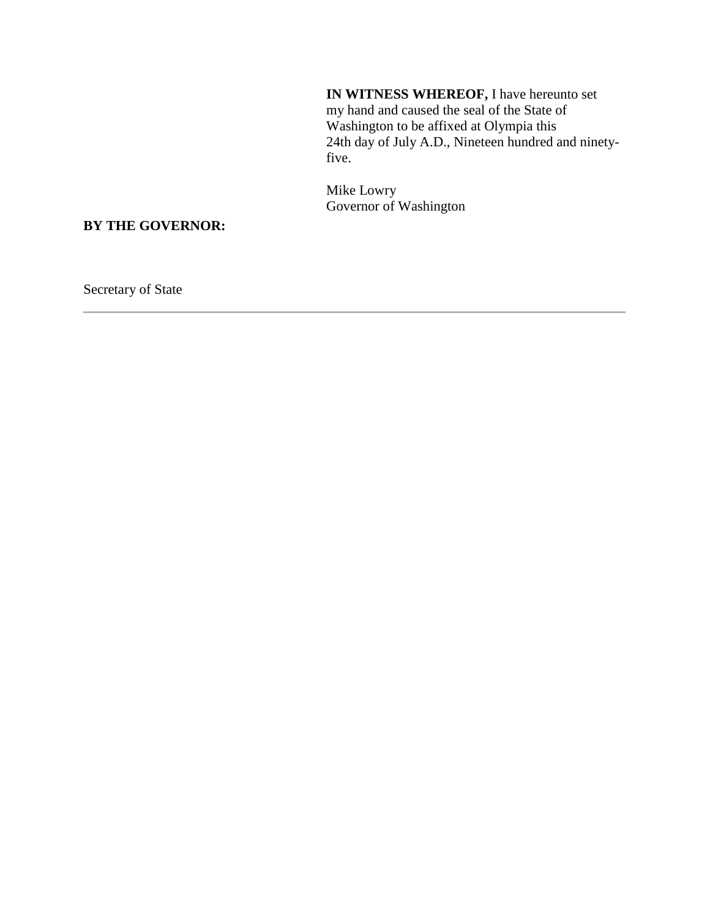**IN WITNESS WHEREOF,** I have hereunto set my hand and caused the seal of the State of Washington to be affixed at Olympia this 24th day of July A.D., Nineteen hundred and ninety-five.

Mike Lowry
Governor of Washington

**BY THE GOVERNOR:**

Secretary of State

---